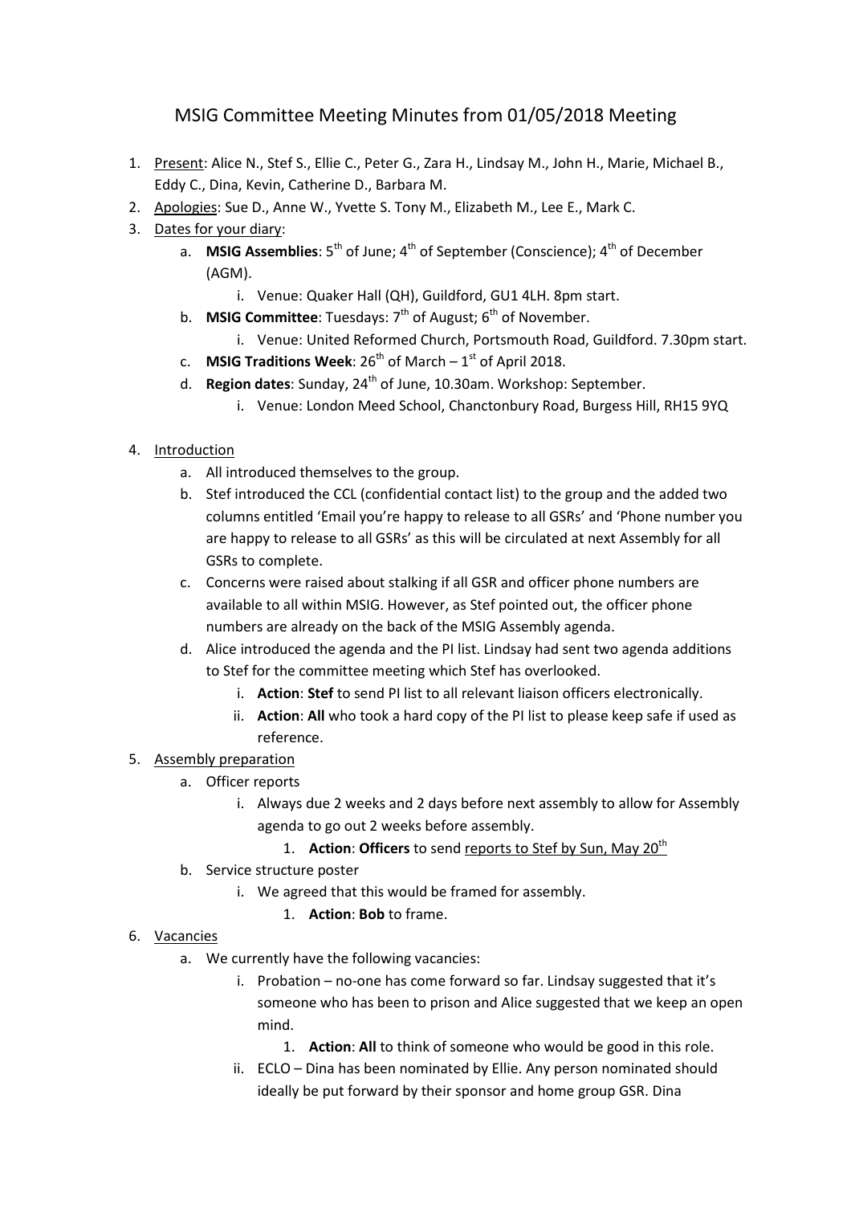# MSIG Committee Meeting Minutes from 01/05/2018 Meeting

1. <u>Present</u>: Alice N., Stef S., Ellie C., Peter G., Zara H., Lindsay M., John H., Marie, Michael B., Eddy C., Dina, Kevin, Catherine D., Barbara M.
2. <u>Apologies</u>: Sue D., Anne W., Yvette S. Tony M., Elizabeth M., Lee E., Mark C.
3. <u>Dates for your diary</u>:
    a. **MSIG Assemblies**: 5th of June; 4th of September (Conscience); 4th of December (AGM).
        i. Venue: Quaker Hall (QH), Guildford, GU1 4LH. 8pm start.
    b. **MSIG Committee**: Tuesdays: 7th of August; 6th of November.
        i. Venue: United Reformed Church, Portsmouth Road, Guildford. 7.30pm start.
    c. **MSIG Traditions Week**: 26th of March – 1st of April 2018.
    d. **Region dates**: Sunday, 24th of June, 10.30am. Workshop: September.
        i. Venue: London Meed School, Chanctonbury Road, Burgess Hill, RH15 9YQ
4. <u>Introduction</u>
    a. All introduced themselves to the group.
    b. Stef introduced the CCL (confidential contact list) to the group and the added two columns entitled 'Email you're happy to release to all GSRs' and 'Phone number you are happy to release to all GSRs' as this will be circulated at next Assembly for all GSRs to complete.
    c. Concerns were raised about stalking if all GSR and officer phone numbers are available to all within MSIG. However, as Stef pointed out, the officer phone numbers are already on the back of the MSIG Assembly agenda.
    d. Alice introduced the agenda and the PI list. Lindsay had sent two agenda additions to Stef for the committee meeting which Stef has overlooked.
        i. **Action**: **Stef** to send PI list to all relevant liaison officers electronically.
        ii. **Action**: **All** who took a hard copy of the PI list to please keep safe if used as reference.
5. <u>Assembly preparation</u>
    a. Officer reports
        i. Always due 2 weeks and 2 days before next assembly to allow for Assembly agenda to go out 2 weeks before assembly.
            1. **Action**: **Officers** to send <u>reports to Stef by Sun, May 20th</u>
    b. Service structure poster
        i. We agreed that this would be framed for assembly.
            1. **Action**: **Bob** to frame.
6. <u>Vacancies</u>
    a. We currently have the following vacancies:
        i. Probation – no-one has come forward so far. Lindsay suggested that it's someone who has been to prison and Alice suggested that we keep an open mind.
            1. **Action**: **All** to think of someone who would be good in this role.
        ii. ECLO – Dina has been nominated by Ellie. Any person nominated should ideally be put forward by their sponsor and home group GSR. Dina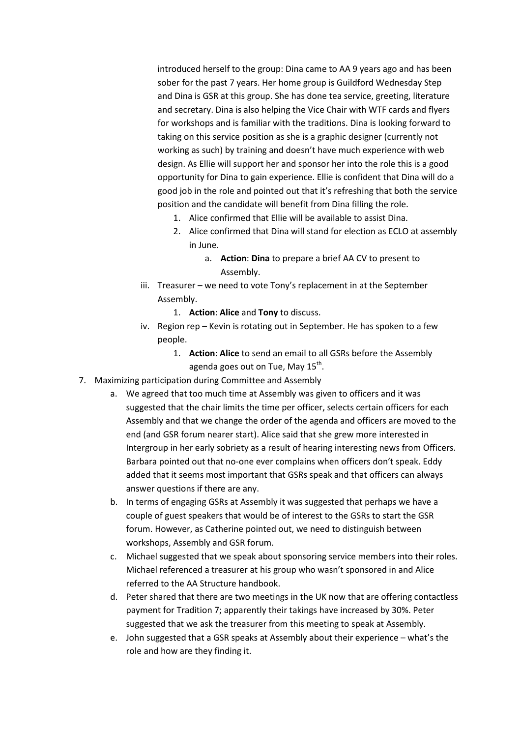introduced herself to the group: Dina came to AA 9 years ago and has been sober for the past 7 years. Her home group is Guildford Wednesday Step and Dina is GSR at this group. She has done tea service, greeting, literature and secretary. Dina is also helping the Vice Chair with WTF cards and flyers for workshops and is familiar with the traditions. Dina is looking forward to taking on this service position as she is a graphic designer (currently not working as such) by training and doesn't have much experience with web design. As Ellie will support her and sponsor her into the role this is a good opportunity for Dina to gain experience. Ellie is confident that Dina will do a good job in the role and pointed out that it's refreshing that both the service position and the candidate will benefit from Dina filling the role.

1. Alice confirmed that Ellie will be available to assist Dina.
2. Alice confirmed that Dina will stand for election as ECLO at assembly in June.
    a. **Action**: **Dina** to prepare a brief AA CV to present to Assembly.

iii. Treasurer – we need to vote Tony's replacement in at the September Assembly.

1. **Action**: **Alice** and **Tony** to discuss.

iv. Region rep – Kevin is rotating out in September. He has spoken to a few people.

1. **Action**: **Alice** to send an email to all GSRs before the Assembly agenda goes out on Tue, May 15th.

7. Maximizing participation during Committee and Assembly
    a. We agreed that too much time at Assembly was given to officers and it was suggested that the chair limits the time per officer, selects certain officers for each Assembly and that we change the order of the agenda and officers are moved to the end (and GSR forum nearer start). Alice said that she grew more interested in Intergroup in her early sobriety as a result of hearing interesting news from Officers. Barbara pointed out that no-one ever complains when officers don't speak. Eddy added that it seems most important that GSRs speak and that officers can always answer questions if there are any.
    b. In terms of engaging GSRs at Assembly it was suggested that perhaps we have a couple of guest speakers that would be of interest to the GSRs to start the GSR forum. However, as Catherine pointed out, we need to distinguish between workshops, Assembly and GSR forum.
    c. Michael suggested that we speak about sponsoring service members into their roles. Michael referenced a treasurer at his group who wasn't sponsored in and Alice referred to the AA Structure handbook.
    d. Peter shared that there are two meetings in the UK now that are offering contactless payment for Tradition 7; apparently their takings have increased by 30%. Peter suggested that we ask the treasurer from this meeting to speak at Assembly.
    e. John suggested that a GSR speaks at Assembly about their experience – what's the role and how are they finding it.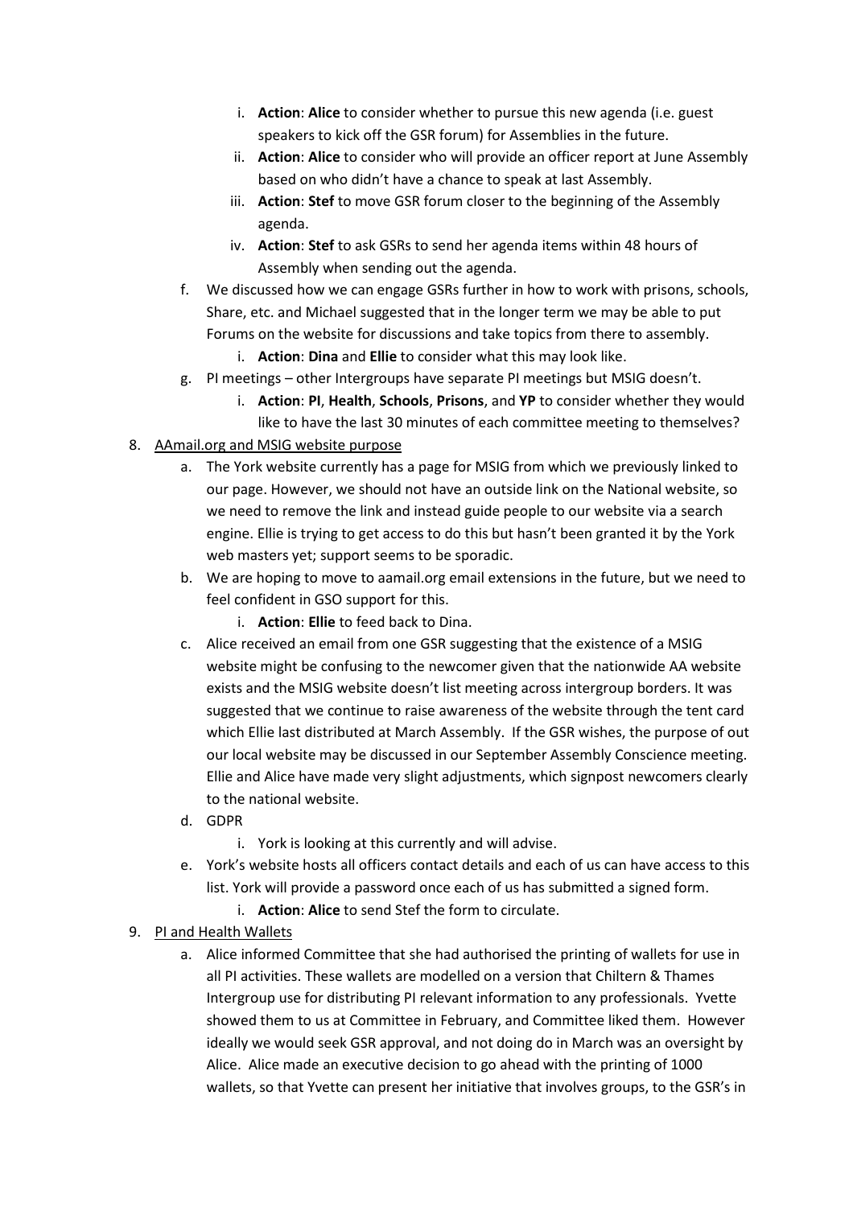i. **Action**: **Alice** to consider whether to pursue this new agenda (i.e. guest speakers to kick off the GSR forum) for Assemblies in the future.
   ii. **Action**: **Alice** to consider who will provide an officer report at June Assembly based on who didn't have a chance to speak at last Assembly.
   iii. **Action**: **Stef** to move GSR forum closer to the beginning of the Assembly agenda.
   iv. **Action**: **Stef** to ask GSRs to send her agenda items within 48 hours of Assembly when sending out the agenda.

f. We discussed how we can engage GSRs further in how to work with prisons, schools, Share, etc. and Michael suggested that in the longer term we may be able to put Forums on the website for discussions and take topics from there to assembly.
   i. **Action**: **Dina** and **Ellie** to consider what this may look like.

g. PI meetings – other Intergroups have separate PI meetings but MSIG doesn't.
   i. **Action**: **PI**, **Health**, **Schools**, **Prisons**, and **YP** to consider whether they would like to have the last 30 minutes of each committee meeting to themselves?

8. <u>AAmail.org and MSIG website purpose</u>

   a. The York website currently has a page for MSIG from which we previously linked to our page. However, we should not have an outside link on the National website, so we need to remove the link and instead guide people to our website via a search engine. Ellie is trying to get access to do this but hasn't been granted it by the York web masters yet; support seems to be sporadic.

   b. We are hoping to move to aamail.org email extensions in the future, but we need to feel confident in GSO support for this.
      i. **Action**: **Ellie** to feed back to Dina.

   c. Alice received an email from one GSR suggesting that the existence of a MSIG website might be confusing to the newcomer given that the nationwide AA website exists and the MSIG website doesn't list meeting across intergroup borders. It was suggested that we continue to raise awareness of the website through the tent card which Ellie last distributed at March Assembly. If the GSR wishes, the purpose of out our local website may be discussed in our September Assembly Conscience meeting. Ellie and Alice have made very slight adjustments, which signpost newcomers clearly to the national website.

   d. GDPR
      i. York is looking at this currently and will advise.

   e. York's website hosts all officers contact details and each of us can have access to this list. York will provide a password once each of us has submitted a signed form.
      i. **Action**: **Alice** to send Stef the form to circulate.

9. <u>PI and Health Wallets</u>

   a. Alice informed Committee that she had authorised the printing of wallets for use in all PI activities. These wallets are modelled on a version that Chiltern & Thames Intergroup use for distributing PI relevant information to any professionals. Yvette showed them to us at Committee in February, and Committee liked them. However ideally we would seek GSR approval, and not doing do in March was an oversight by Alice. Alice made an executive decision to go ahead with the printing of 1000 wallets, so that Yvette can present her initiative that involves groups, to the GSR's in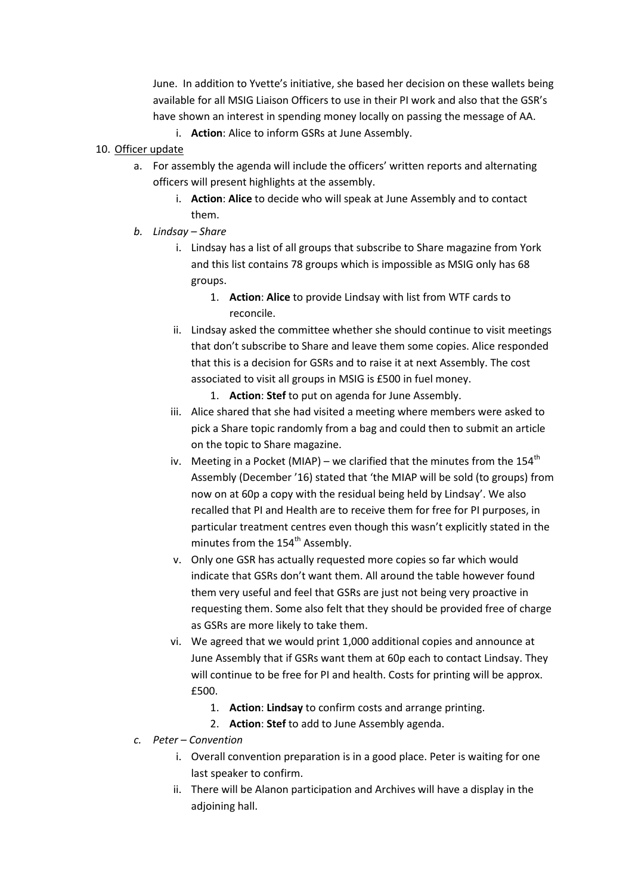June. In addition to Yvette's initiative, she based her decision on these wallets being available for all MSIG Liaison Officers to use in their PI work and also that the GSR's have shown an interest in spending money locally on passing the message of AA.

i. **Action**: Alice to inform GSRs at June Assembly.

10. Officer update
    a. For assembly the agenda will include the officers' written reports and alternating officers will present highlights at the assembly.
        i. **Action**: **Alice** to decide who will speak at June Assembly and to contact them.
    b. *Lindsay – Share*
        i. Lindsay has a list of all groups that subscribe to Share magazine from York and this list contains 78 groups which is impossible as MSIG only has 68 groups.
            1. **Action**: **Alice** to provide Lindsay with list from WTF cards to reconcile.
        ii. Lindsay asked the committee whether she should continue to visit meetings that don't subscribe to Share and leave them some copies. Alice responded that this is a decision for GSRs and to raise it at next Assembly. The cost associated to visit all groups in MSIG is £500 in fuel money.
            1. **Action**: **Stef** to put on agenda for June Assembly.
        iii. Alice shared that she had visited a meeting where members were asked to pick a Share topic randomly from a bag and could then to submit an article on the topic to Share magazine.
        iv. Meeting in a Pocket (MIAP) – we clarified that the minutes from the 154th Assembly (December '16) stated that 'the MIAP will be sold (to groups) from now on at 60p a copy with the residual being held by Lindsay'. We also recalled that PI and Health are to receive them for free for PI purposes, in particular treatment centres even though this wasn't explicitly stated in the minutes from the 154th Assembly.
        v. Only one GSR has actually requested more copies so far which would indicate that GSRs don't want them. All around the table however found them very useful and feel that GSRs are just not being very proactive in requesting them. Some also felt that they should be provided free of charge as GSRs are more likely to take them.
        vi. We agreed that we would print 1,000 additional copies and announce at June Assembly that if GSRs want them at 60p each to contact Lindsay. They will continue to be free for PI and health. Costs for printing will be approx. £500.
            1. **Action**: **Lindsay** to confirm costs and arrange printing.
            2. **Action**: **Stef** to add to June Assembly agenda.
    c. *Peter – Convention*
        i. Overall convention preparation is in a good place. Peter is waiting for one last speaker to confirm.
        ii. There will be Alanon participation and Archives will have a display in the adjoining hall.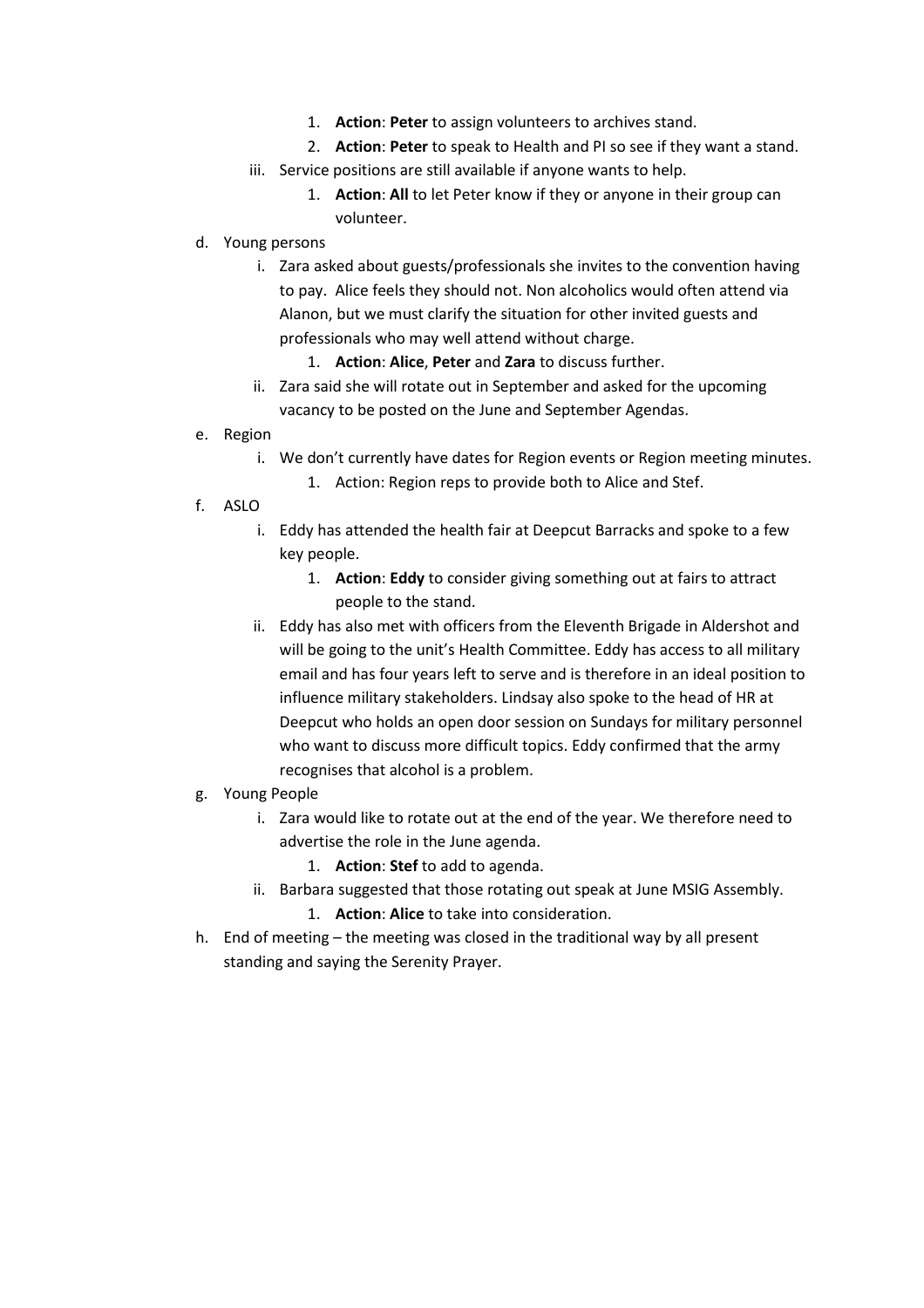1. **Action**: **Peter** to assign volunteers to archives stand.
        2. **Action**: **Peter** to speak to Health and PI so see if they want a stand.
    iii. Service positions are still available if anyone wants to help.
        1. **Action**: **All** to let Peter know if they or anyone in their group can volunteer.

d. Young persons
    i. Zara asked about guests/professionals she invites to the convention having to pay. Alice feels they should not. Non alcoholics would often attend via Alanon, but we must clarify the situation for other invited guests and professionals who may well attend without charge.
        1. **Action**: **Alice**, **Peter** and **Zara** to discuss further.
    ii. Zara said she will rotate out in September and asked for the upcoming vacancy to be posted on the June and September Agendas.

e. Region
    i. We don't currently have dates for Region events or Region meeting minutes.
        1. Action: Region reps to provide both to Alice and Stef.

f. ASLO
    i. Eddy has attended the health fair at Deepcut Barracks and spoke to a few key people.
        1. **Action**: **Eddy** to consider giving something out at fairs to attract people to the stand.
    ii. Eddy has also met with officers from the Eleventh Brigade in Aldershot and will be going to the unit's Health Committee. Eddy has access to all military email and has four years left to serve and is therefore in an ideal position to influence military stakeholders. Lindsay also spoke to the head of HR at Deepcut who holds an open door session on Sundays for military personnel who want to discuss more difficult topics. Eddy confirmed that the army recognises that alcohol is a problem.

g. Young People
    i. Zara would like to rotate out at the end of the year. We therefore need to advertise the role in the June agenda.
        1. **Action**: **Stef** to add to agenda.
    ii. Barbara suggested that those rotating out speak at June MSIG Assembly.
        1. **Action**: **Alice** to take into consideration.

h. End of meeting – the meeting was closed in the traditional way by all present standing and saying the Serenity Prayer.